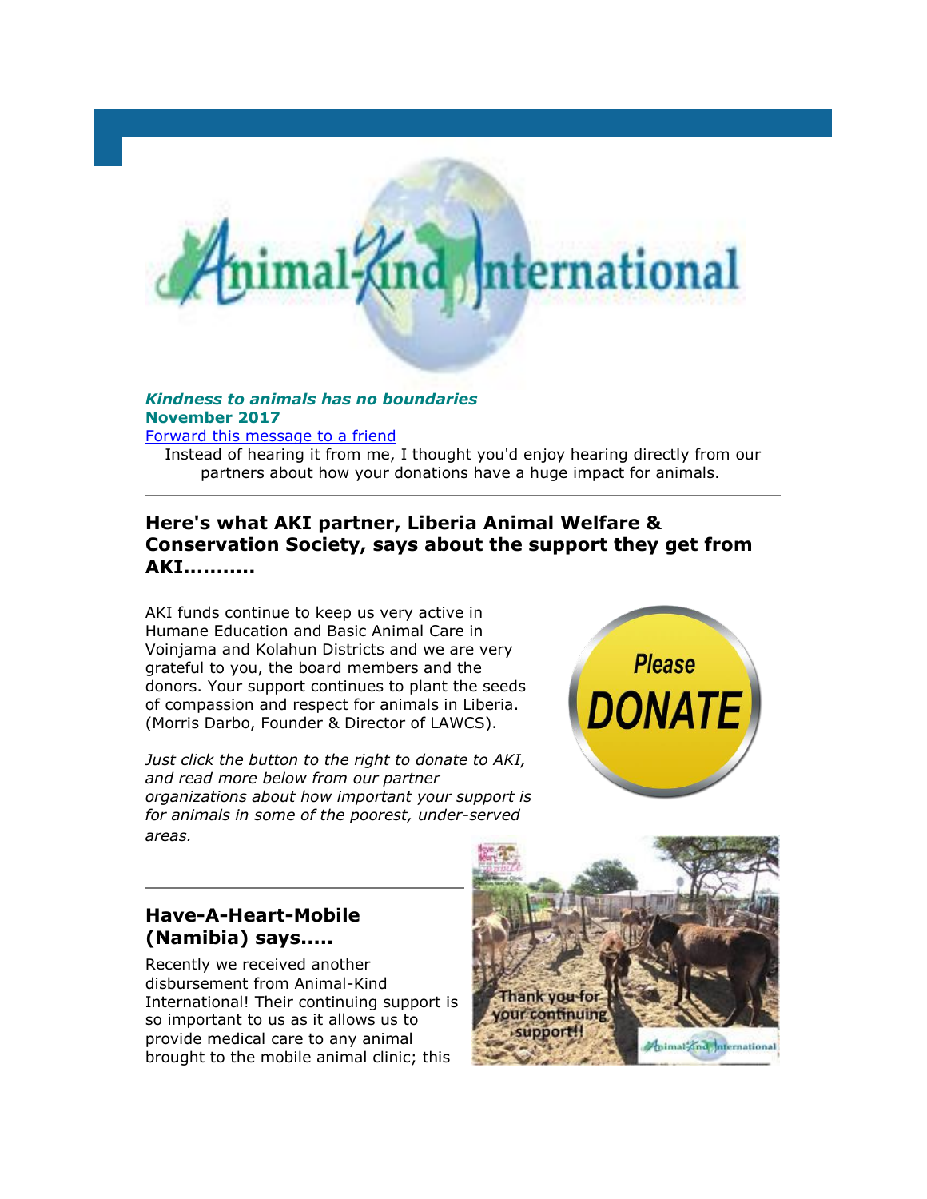***Kindness to animals has no boundaries***
**November 2017**
[Forward this message to a friend]

Instead of hearing it from me, I thought you'd enjoy hearing directly from our partners about how your donations have a huge impact for animals.

---

## Here's what AKI partner, Liberia Animal Welfare & Conservation Society, says about the support they get from AKI..........

AKI funds continue to keep us very active in Humane Education and Basic Animal Care in Voinjama and Kolahun Districts and we are very grateful to you, the board members and the donors. Your support continues to plant the seeds of compassion and respect for animals in Liberia. (Morris Darbo, Founder & Director of LAWCS).

*Just click the button to the right to donate to AKI, and read more below from our partner organizations about how important your support is for animals in some of the poorest, under-served areas.*

---

## Have-A-Heart-Mobile (Namibia) says.....

Recently we received another disbursement from Animal-Kind International! Their continuing support is so important to us as it allows us to provide medical care to any animal brought to the mobile animal clinic; this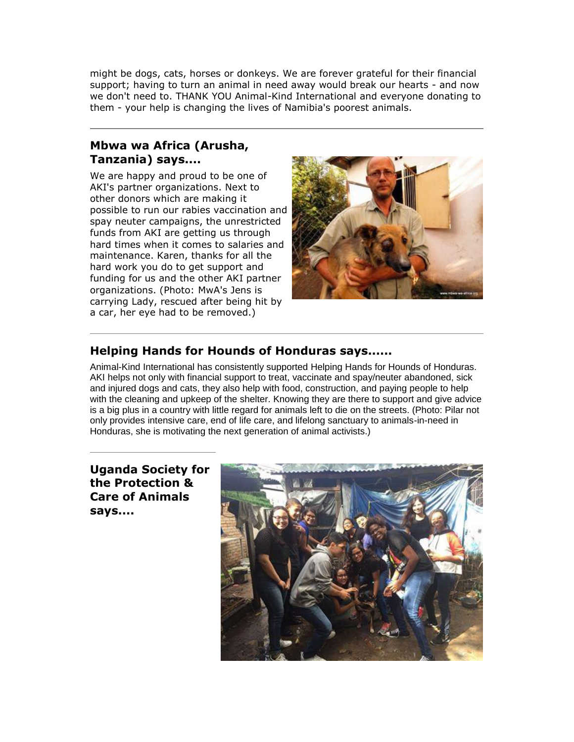might be dogs, cats, horses or donkeys. We are forever grateful for their financial support; having to turn an animal in need away would break our hearts - and now we don't need to. THANK YOU Animal-Kind International and everyone donating to them - your help is changing the lives of Namibia's poorest animals.

---

## Mbwa wa Africa (Arusha, Tanzania) says....

We are happy and proud to be one of AKI's partner organizations. Next to other donors which are making it possible to run our rabies vaccination and spay neuter campaigns, the unrestricted funds from AKI are getting us through hard times when it comes to salaries and maintenance. Karen, thanks for all the hard work you do to get support and funding for us and the other AKI partner organizations. (Photo: MwA's Jens is carrying Lady, rescued after being hit by a car, her eye had to be removed.)

---

## Helping Hands for Hounds of Honduras says......

Animal-Kind International has consistently supported Helping Hands for Hounds of Honduras. AKI helps not only with financial support to treat, vaccinate and spay/neuter abandoned, sick and injured dogs and cats, they also help with food, construction, and paying people to help with the cleaning and upkeep of the shelter. Knowing they are there to support and give advice is a big plus in a country with little regard for animals left to die on the streets. (Photo: Pilar not only provides intensive care, end of life care, and lifelong sanctuary to animals-in-need in Honduras, she is motivating the next generation of animal activists.)

---

## Uganda Society for the Protection & Care of Animals says....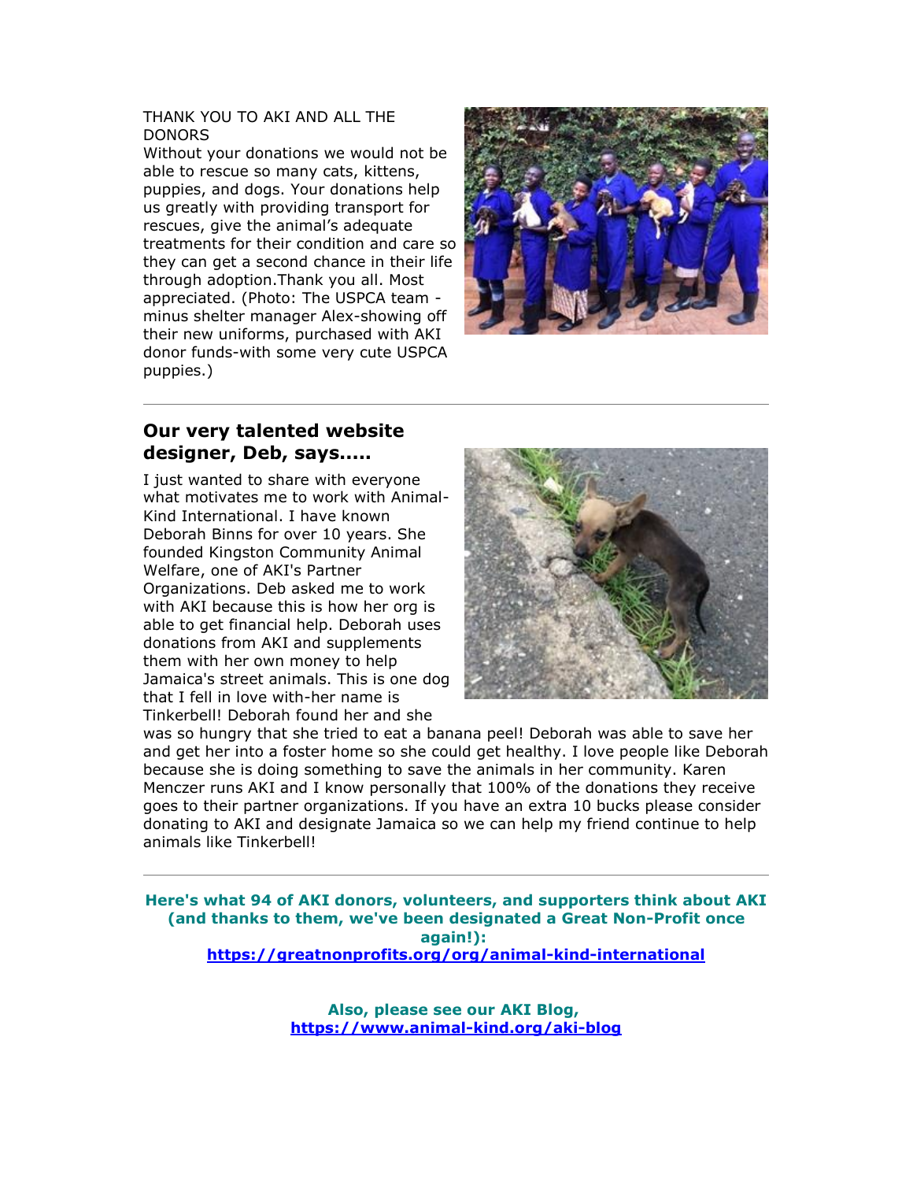THANK YOU TO AKI AND ALL THE DONORS

Without your donations we would not be able to rescue so many cats, kittens, puppies, and dogs. Your donations help us greatly with providing transport for rescues, give the animal's adequate treatments for their condition and care so they can get a second chance in their life through adoption.Thank you all. Most appreciated. (Photo: The USPCA team - minus shelter manager Alex-showing off their new uniforms, purchased with AKI donor funds-with some very cute USPCA puppies.)

---

## Our very talented website designer, Deb, says.....

I just wanted to share with everyone what motivates me to work with Animal-Kind International. I have known Deborah Binns for over 10 years. She founded Kingston Community Animal Welfare, one of AKI's Partner Organizations. Deb asked me to work with AKI because this is how her org is able to get financial help. Deborah uses donations from AKI and supplements them with her own money to help Jamaica's street animals. This is one dog that I fell in love with-her name is Tinkerbell! Deborah found her and she was so hungry that she tried to eat a banana peel! Deborah was able to save her and get her into a foster home so she could get healthy. I love people like Deborah because she is doing something to save the animals in her community. Karen Menczer runs AKI and I know personally that 100% of the donations they receive goes to their partner organizations. If you have an extra 10 bucks please consider donating to AKI and designate Jamaica so we can help my friend continue to help animals like Tinkerbell!

---

**Here's what 94 of AKI donors, volunteers, and supporters think about AKI (and thanks to them, we've been designated a Great Non-Profit once again!):**
**https://greatnonprofits.org/org/animal-kind-international**

**Also, please see our AKI Blog,**
**https://www.animal-kind.org/aki-blog**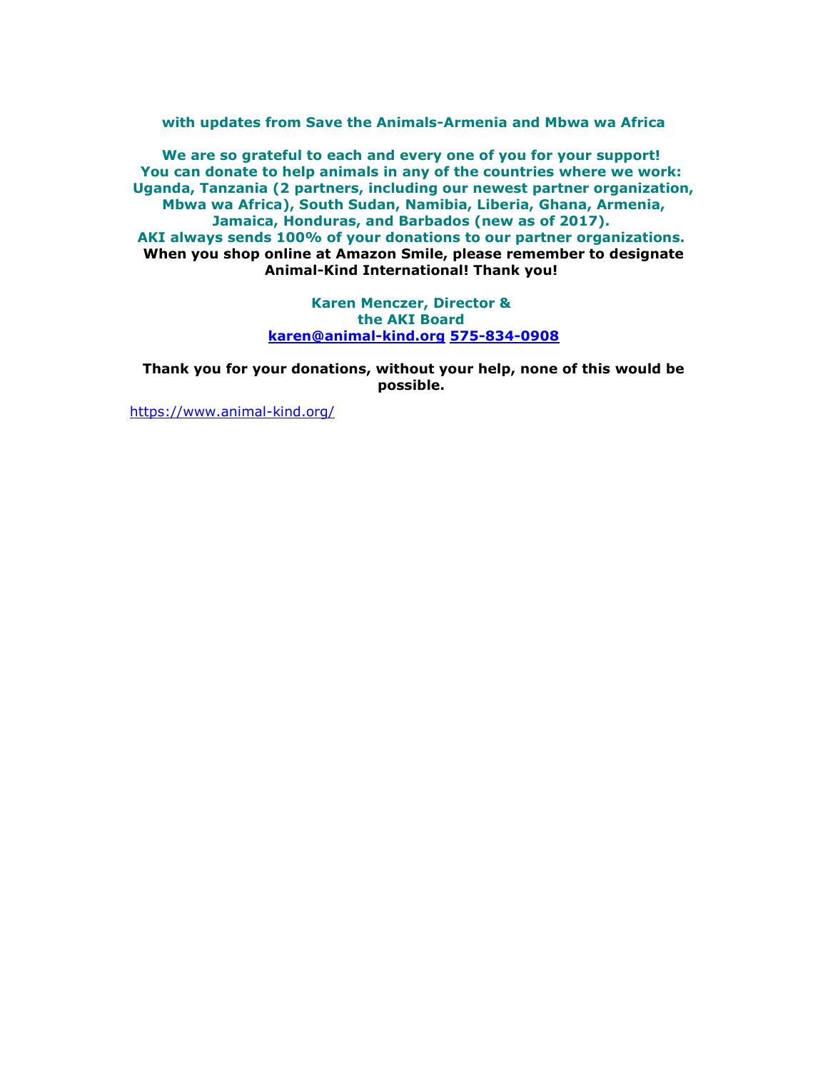**with updates from Save the Animals-Armenia and Mbwa wa Africa**

**We are so grateful to each and every one of you for your support!**
**You can donate to help animals in any of the countries where we work: Uganda, Tanzania (2 partners, including our newest partner organization, Mbwa wa Africa), South Sudan, Namibia, Liberia, Ghana, Armenia, Jamaica, Honduras, and Barbados (new as of 2017).**
**AKI always sends 100% of your donations to our partner organizations.**
**When you shop online at Amazon Smile, please remember to designate Animal-Kind International! Thank you!**

**Karen Menczer, Director &**
**the AKI Board**
**[karen@animal-kind.org](mailto:karen@animal-kind.org) [575-834-0908](tel:575-834-0908)**

**Thank you for your donations, without your help, none of this would be possible.**

[https://www.animal-kind.org/](https://www.animal-kind.org/)